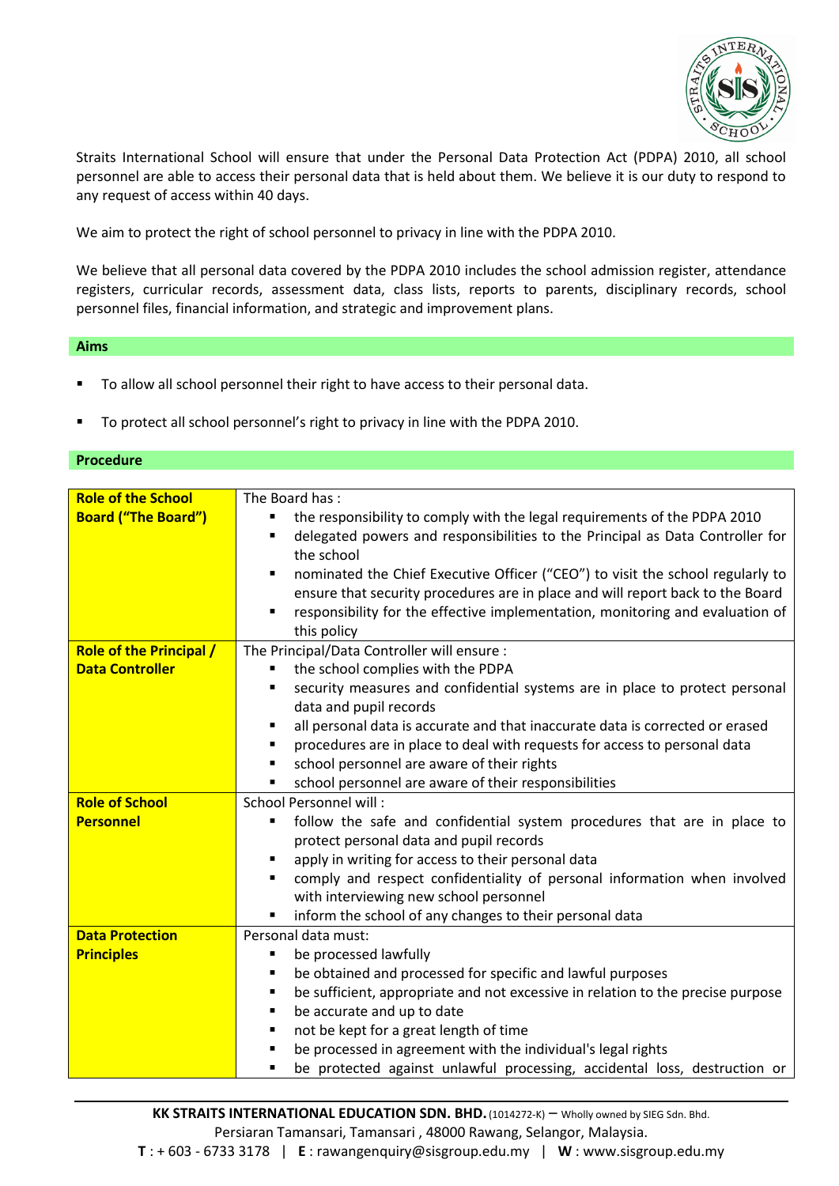Straits International School will ensure that under the Personal Data Protection Act (PDPA) 2010, all school personnel are able to access their personal data that is held about them. We believe it is our duty to respond to any request of access within 40 days.

We aim to protect the right of school personnel to privacy in line with the PDPA 2010.

We believe that all personal data covered by the PDPA 2010 includes the school admission register, attendance registers, curricular records, assessment data, class lists, reports to parents, disciplinary records, school personnel files, financial information, and strategic and improvement plans.

## Aims

- To allow all school personnel their right to have access to their personal data.
- To protect all school personnel's right to privacy in line with the PDPA 2010.

## Procedure

| | |
|---|---|
| **Role of the School Board ("The Board")** | The Board has :<br>▪ the responsibility to comply with the legal requirements of the PDPA 2010<br>▪ delegated powers and responsibilities to the Principal as Data Controller for the school<br>▪ nominated the Chief Executive Officer ("CEO") to visit the school regularly to ensure that security procedures are in place and will report back to the Board<br>▪ responsibility for the effective implementation, monitoring and evaluation of this policy |
| **Role of the Principal / Data Controller** | The Principal/Data Controller will ensure :<br>▪ the school complies with the PDPA<br>▪ security measures and confidential systems are in place to protect personal data and pupil records<br>▪ all personal data is accurate and that inaccurate data is corrected or erased<br>▪ procedures are in place to deal with requests for access to personal data<br>▪ school personnel are aware of their rights<br>▪ school personnel are aware of their responsibilities |
| **Role of School Personnel** | School Personnel will :<br>▪ follow the safe and confidential system procedures that are in place to protect personal data and pupil records<br>▪ apply in writing for access to their personal data<br>▪ comply and respect confidentiality of personal information when involved with interviewing new school personnel<br>▪ inform the school of any changes to their personal data |
| **Data Protection Principles** | Personal data must:<br>▪ be processed lawfully<br>▪ be obtained and processed for specific and lawful purposes<br>▪ be sufficient, appropriate and not excessive in relation to the precise purpose<br>▪ be accurate and up to date<br>▪ not be kept for a great length of time<br>▪ be processed in agreement with the individual's legal rights<br>▪ be protected against unlawful processing, accidental loss, destruction or |

**KK STRAITS INTERNATIONAL EDUCATION SDN. BHD.** (1014272-K) – Wholly owned by SIEG Sdn. Bhd.
Persiaran Tamansari, Tamansari , 48000 Rawang, Selangor, Malaysia.
**T** : + 603 - 6733 3178 | **E** : rawangenquiry@sisgroup.edu.my | **W** : www.sisgroup.edu.my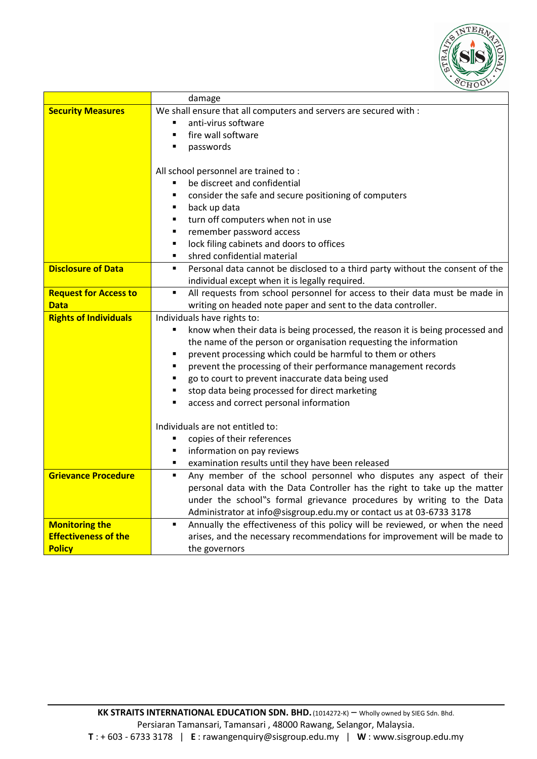| | |
|---|---|
| | damage |
| **Security Measures** | We shall ensure that all computers and servers are secured with :<br>▪ anti-virus software<br>▪ fire wall software<br>▪ passwords<br><br>All school personnel are trained to :<br>▪ be discreet and confidential<br>▪ consider the safe and secure positioning of computers<br>▪ back up data<br>▪ turn off computers when not in use<br>▪ remember password access<br>▪ lock filing cabinets and doors to offices<br>▪ shred confidential material |
| **Disclosure of Data** | ▪ Personal data cannot be disclosed to a third party without the consent of the individual except when it is legally required. |
| **Request for Access to Data** | ▪ All requests from school personnel for access to their data must be made in writing on headed note paper and sent to the data controller. |
| **Rights of Individuals** | Individuals have rights to:<br>▪ know when their data is being processed, the reason it is being processed and the name of the person or organisation requesting the information<br>▪ prevent processing which could be harmful to them or others<br>▪ prevent the processing of their performance management records<br>▪ go to court to prevent inaccurate data being used<br>▪ stop data being processed for direct marketing<br>▪ access and correct personal information<br><br>Individuals are not entitled to:<br>▪ copies of their references<br>▪ information on pay reviews<br>▪ examination results until they have been released |
| **Grievance Procedure** | ▪ Any member of the school personnel who disputes any aspect of their personal data with the Data Controller has the right to take up the matter under the school"s formal grievance procedures by writing to the Data Administrator at info@sisgroup.edu.my or contact us at 03-6733 3178 |
| **Monitoring the Effectiveness of the Policy** | ▪ Annually the effectiveness of this policy will be reviewed, or when the need arises, and the necessary recommendations for improvement will be made to the governors |